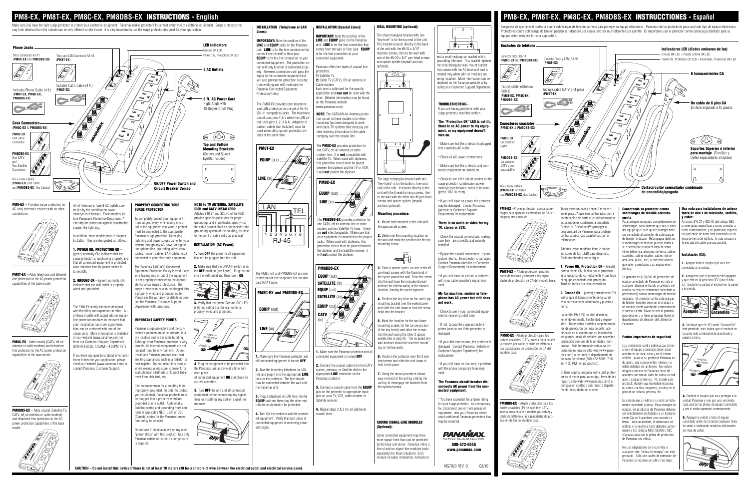# PM8-EX, PM8T-EX, PM8C-EX, PM8DBS-EX INSTRUCTIONS - English

Make sure you have the right surge protector to protect your electronic equipment. Panamax makes protectors for almost every type of electronic equipment. Surge protectors that may look identical from the outside can be very different on the inside. It is very important to use the surge protector designed for your application.

**Phone Jacks**

Telco Connector RJ-11 (**PM8C-EX** and **PM8DBS-EX**)

Telco and LAN Connector RJ-45 (**PM8T-EX**)

Includes Phone Cable (4 ft.) (**PM8T-EX, PM8C-EX, PM8DBS-EX**)

Includes Cat 5 Cable (4 ft.) (**PM8T-EX**)

**Coax Connectors** (**PM8C-EX** & **PM8DBS-EX**)

**PM8C-EX** One CATV Connector

**PM8DBS-EX** One CATV and Two Satellite Connectors

RG-6 Coax Cables (**PM8C-EX** One Cable and **PM8DBS-EX**, Two Cables)

**LED Indicators**

Ground OK LED

Power ON, Protection OK LED

**8 AC Outlets**

**6 ft. AC Power Cord** Right Angle with 45 Degree Offset Plug

**Top and Bottom Mounting Brackets** (Screws and Spacer Eyelets included)

**ON/OFF Power Switch and Circuit Breaker Combo**

**PM8-EX** – Provides surge protection for AC-only electronic devices with no other connections.

**PM8T-EX** – Adds telephone and Ethernet line protection to the AC power protection capabilities of the base model.

**PM8C-EX** –Adds coaxial (CATV, off-air antenna or cable modem) and telephone line protection to the AC power protection capabilities of the base model.

**PM8DBS-EX** – Adds coaxial (Satellite TV, CATV, off-air antenna or cable modem) and telephone line protection to the AC power protection capabilities of the base model.

All of these units have 8 AC outlets controlled by the combination power switch/circuit breaker. These models feature Panamax's Protect-or-Disconnect™ circuitry for protection against catastrophic surges like lightning.

In addition, these models have 2 diagnostic LEDs. They are designated as follows:

**1. POWER ON, PROTECTION OK** – (green) normally ON; indicates that the surge protector is functioning properly and that all connected equipment is protected. Also indicates that the power switch is turned ON.

**2. GROUND OK** – (green) normally ON; indicates that the wall outlet is properly wired and grounded.

The PM8-EX family has been designed with flexibility and expansion in mind. All of these models will accept add-on signal-line protection modules in the event that your installation has more signal-lines than can be protected with one of the above units. More information is available on our website (www.panamax.com) or from our Customer Support Department (800-472-5555; 7:30AM – 4:30PM PST).

If you have any questions about which protector is best for your application, please check our website (www.panamax.com) or contact Panamax Customer Support.

## PROPERLY CONNECTING YOUR SURGE PROTECTOR

To completely protect your equipment from surges, every wire leading into or out of the equipment you want to protect must be connected to the appropriate Panamax surge protector. Damaging lightning and power surges can enter your system through any AC power or signal-line (phone line, grounding wires, coax cables, modem cables, LAN cables, etc.) connected to your electronic equipment.

The Panamax $100,000 Connected Equipment Protection Policy is void if any wire leading into or out of the equipment is not properly connected to the appropriate Panamax surge protector(s). The surge protector must also be plugged into a properly wired and grounded outlet. Please see the warranty for details or contact the Panamax Customer Support Department with questions.

## IMPORTANT SAFETY POINTS

Panamax surge protectors and the connected equipment must be indoors, in a dry location and in the same building. Although your Panamax protector is very durable, its internal components are not isolated from the environment. Do not install any Panamax product near heat emitting appliances such as a radiator or heat register. Do not install this product where excessive moisture is present; for example near a bathtub, sink, pool basement floor, fish tank, etc.

It is not uncommon for a building to be improperly grounded. In order to protect your equipment, Panamax products must be plugged into a properly wired and grounded 3-wire outlet. Additionally, building wiring and grounding must conform to applicable NEC (USA) or CEC (Canada) codes for the Panamax protection policy to be valid.

Do not use 2-blade adapters or any other "power strips" with this product. Use only Panamax extension cords if a longer cord is required.

## NOTE to TV ANTENNA, SATELLITE DISH and CATV INSTALLERS:

Articles 810.21 and 820.40 of the NEC provide specific guidelines for proper grounding, and in particular, specify that the cable ground shall be connected to the grounding system of the building, as close to the point of cable entry as practical.

## INSTALLATION (AC Power):

**1.** Turn **OFF** the power to all equipment that will be plugged into the unit.

**2.** Make sure that the ON/OFF switch is in the **OFF** position (see figure). Plug the unit into the wall outlet and then turn it **ON**.

**3.** Verify that the green "Ground OK" LED is lit, indicating that the wall outlet is properly wired and grounded.

**4**. Plug the equipment to be protected into the Panamax unit and one at a time, turn each piece of connected equipment **ON** and check for correct operation.

**5.** Turn **OFF** the unit and all connected equipment before connecting any signal-lines or installing any add-on signal line modules.

## INSTALLATION (Telephone or LAN Lines):

**IMPORTANT:** Note the position of the **LINE** and **EQUIP** jacks on the Panamax unit. **LINE** is for the line connection that comes from the wall or floor jack. **EQUIP** is for the line connection to your connected equipment. The protection circuit will only function if connected properly. Reversed connections will pass the signal to the connected equipment but will also prevent the protection circuitry from working and will invalidate the Panamax Connected Equipment Protection Policy.

The PM8T-EX provides both telephone and LAN protection on one set of RJ-45 (RJ-11 compatible) jacks. The telephone circuit uses pins 4 & 5 while the LAN circuit uses pins 1, 2, 3 & 6. Adaptors or custom cables (not included) must be used when utilizing both protection circuits at the same time.

**PM8T-EX**: **EQUIP** (out), **LINE** (in) — LAN, TEL, 1 2 3 4 5 6 7 8, RJ-45

The PM8C-EX and PM8DBS-EX provide protection for one telephone line on standard RJ-11 jacks.

**PM8C-EX and PM8DBS-EX**: **EQUIP** (out), **LINE** (in)

**1.** Make sure the Panamax protector and all connected equipment is turned **OFF**.

**2.** Take the incoming telephone or LAN line and plug it into the appropriate **LINE** jack on the protector. The line should now be connected between the wall and the Panamax unit.

**3.** Plug a telephone or LAN line into the **EQUIP** jack and then plug the other end into the equipment to be protected.

**4.** Turn On the protector and the connected equipment. Verify that each piece of connected equipment is receiving power and signal.

## INSTALLATION (Coaxial Lines):

**IMPORTANT:** Note the position of the **LINE** and **EQUIP** jacks on the Panamax unit. **LINE** is for the line connection that comes from the wall or floor jack. **EQUIP** is for the line connection to your connected equipment.

Panamax offers two types of coaxial line protection:

**1**] Satellite TV

**2**] Cable TV (CATV), Off-air antenna or Cable modem

Each one is optimized for the specific application and **can not** be used with the other. Detailed information may be found on the Panamax website (www.panamax.com)

**NOTE:** The CATV/Off-Air Antenna protection circuit in these models is bi-directional and has been designed to work with cable TV systems that send pay-per-view ordering information to the cable company over the coaxial line.

The **PM8C-EX** provides protection for one CATV, off-air antenna or cable modem line. It is **not** compatible with Satellite TV. When used with diplexers, this protection circuit must be placed between the diplexer and the TV or VCR; it will **not** protect the diplexer.

**PM8C-EX**: **EQUIP** (out), **LINE** (in)

The **PM8DBS-EX** provides protection for one CATV, off-air antenna line or cable modem and two Satellite TV lines. These are **not** interchangeable. Make sure that your equipment is connected to the proper jacks. When used with diplexers, this protection circuit must be placed between the diplexer and the Satellite receiver; it will **not** protect the diplexer.

**PM8DBS-EX**: **EQUIP** (out), **SATELLITE** (in), **EQUIP** (out), **SATELLITE** (in), **EQUIP** (out), **CATV** (in)

**1.** Make sure the Panamax protector and all connected equipment is turned **OFF**.

**2.** Connect the coaxial cable from the CATV system, antenna, or Satellite dish to the appropriate **LINE** connector on the Panamax protector.

**3.** Connect a coaxial cable from the **EQUIP** jack on the protector to appropriate input jack on your TV, VCR, cable modem or Satellite receiver.

**4.** Repeat steps 2 & 3 for all additional coaxial lines.

## WALL MOUNTING (optional):

The small triangular bracket with one "key-hole" is for the top end of the unit. This bracket mounts directly to the back of the unit with the #8-32 x 5/16" machine screws, then to the wall with one of the #6-20 x 3/4" pan-head screws and spacer eyelets (drywall anchors optional).

The large rectangular bracket with two "key-holes" is for the bottom, line-cord end of the unit. It mounts directly to the unit with the thread-forming screws, then to the wall with the other two #6 pan-head screws and spacer eyelets (drywall anchors optional).

### Mounting procedure:

**1.** Mount both brackets to the unit with the appropriate screws.

**2.** Determine the mounting location on the wall and mark the position for the top mounting screw.

**3.** Place a spacer eyelet on one of the #6 pan-head screws with the flared end of the eyelet toward the wall. Drive the screw into the wall (use the included drywall anchors for hollow walls) at the marked location, leaving the eyelet exposed.

**4.** Position the key-hole on the unit's top mounting bracket over the eyelet/screw and slide the unit down to lock the screw-head into the bracket.

**5.** Mark the location for the two lower mounting screws (in the narrow portion of the key-holes) and drive the screws into the wall using the other 2 spacer eyelets like in step #3. The included drywall anchors should be used for mounting on hollow walls.

**6.** Position the protector over the 3 eyelets/screws and slide the unit down to lock it into place.

**7.** Using the above procedure allows easy removal of the unit by sliding the unit up to disengage the brackets from the eyelets/screws.

## ADDING SIGNAL-LINE MODULES (Optional):

Some connected equipment may have more signal-lines than can be protected by the base unit alone. Panamax offers a line of add-on signal-line modules (sold separately) for these situations. Each module includes installation instructions and a small rectangular bracket with a grounding interface. This bracket replaces the small triangular wall-mount bracket that comes with the AC base unit and is needed only when add-on modules are being installed. More information can be obtained on the Panamax website or by calling our Customer Support Department.

## TROUBLESHOOTING–

If you are having problems with your surge protector, read this section.

**The "Protection OK" LED is not lit, there is no AC power to my equipment, or my equipment doesn't turn on.**

• Make sure that the protector is plugged into a working AC outlet.

• Check all AC power connections.

• Make sure that the protector and connected equipment are turned on.

• Check to see if the circuit breaker on the surge protector (combination power switch/circuit breaker) needs to be reset (press "ON" to reset).

• If you still have no power, the protector may be damaged. Contact Panamax (website or Customer Support Department) for replacement.

**There is no audio or video for my TV, stereo or VCR.**

• Check the coaxial connections, making sure they are correctly and securely installed.

• Bypass the coaxial connectors. If your picture returns, the protector is damaged. Contact Panamax (website or Customer Support Department) for replacement.

• If you still have no picture, a problem with your cable provider's signal may exist.

**My fax machine, modem or telephone has AC power but still does not work.**

• Check to see if your connected equipment is receiving a dial tone.

• If not, bypass the surge protector's phone jacks to see if the protector is damaged.

• If your dial tone returns, the protector is damaged. Contact Panamax (website or Customer Support Department) for replacement.

• If you still have no dial tone, a problem with the phone company's lines may exist.

**The Panamax circuit breaker disconnects AC power from the connected equipment.**

• You have exceeded the ampere rating for your surge protector. As a temporary fix, disconnect one or more pieces of equipment. Ask your Panamax dealer about additional Panamax protectors that may be required.

PANAMAX — The Power Specialist Since 1975

800-472-5555
www.panamax.com

INS7920 REV. D 02/10

**CAUTION – Do not install this device if there is not at least 10 meters (30 feet) or more of wire between the electrical outlet and electrical service panel.**

# PM8-EX, PM8T-EX, PM8C-EX, PM8DBS-EX INSTRUCCIONES - Español

Asegúrese de que tiene el protector contra sobrecargas de tensión correcto para proteger su equipo electrónico. Panamax fabrica protectores para casi todo tipo de equipo electrónico. Protectores contra sobrecarga de tensión pueden ser idénticos por afuera pero ser muy diferentes por adentro. Es importante usar el protector contra sobrecarga diseñado para su equipo. ector designed for your application.

**Enchufes de teléfono**

Conector Telco, RJ-11 (**PM8C-EX** and **PM8DBS-EX**)

Conector Telco y LAN, RJ-45 (**PM8T-EX**)

Incluye cable telefónico (4pies) (**PM8T-EX, PM8C-EX, PM8DBS-EX**)

Incluye cable CATV 5 (4 pies) (**PM8T-EX**)

**Conectores coaxiales** (**PM8C-EX** & **PM8DBS-EX**)

**PM8C-EX** Un conector CATV

**PM8DBS-EX** Un conector CATV y dos para satélite

RG-6 Coax Cables (**PM8C-EX**, un Cable and **PM8DBS-EX**, dos Cables)

**Indicadores LED (diodos emisores de luz)**

Ground OK LED = Puesta a tierra OK LED

Power ON, Protection OK LED = Encendido, Protección OK LED

**8 tomacorrientes CA**

**Un cable de 6 pies CA** Enchufe angulado a 45 grados

**Soportes Superior e inferior para montaje** (Tornillos y Ojetes espaciadores incluidos)

**Cortacircuito/ conmutador combinado de encendido/apagado**

**PM8-EX** –Provee protección contra sobrecargas para aparatos electrónicos de CA sin ninguna otra conexión.

**PM8T-EX** – Añade protección para los cable de teléfono y ethernet a las capacidades de protección de CA del modelo base.

**PM8C-EX** –Añade protección para los cables coaxiales (CATV, antena fuera de aire o modem por cable) y cable de teléfono a las capacidades de protección de CA del modelo base.

**PM8DBS-EX** – Añade protección para los cables coaxiales (TV de satélite y CATV, antena fuera de aire o modem por cable) y cable de teléfono a las capacidades de protección de CA del modelo base.

Todas estas unidades tienen 8 tomacorrientes para CA que son controlados por la combinación de corta circuito/conmutador. Estos modelos contienen la circuitería Protect-or-Disconnect™ (protege-o-desconecta) de Panamax para proteger contra sobrecargas catastróficas como relámpagos.

Además, estos modelos tiene 2 diodos emisores de luz (LED) para diagnosis. Están nombrados como sigue:

**1. Power ON, Protection OK** – (verde) normalmente ON; indica que el protector está funcionando correctamente y que todo el equipo conectado está protegido. También indica que está encendido.

**2. Ground OK** – (verde) normalmente ON; indica que el tomacorriente de la pared está correctamente alambrado y puesto a tierra.

La familia PM8-EX ha sido diseñada, teniendo en mente, flexibilidad y expansión. Todos estos modelos aceptarán módulos de protección de línea de señal adicionales en el evento que su instalación tenga más líneas de señales que necesiten protección con una de la unidades nombradas. Más información está a su disposición en nuestro sitio web (www.panamax.com) o de nuestro departamento de cuidado del cliente (800-472-5555; 7:30 am-4:30 PM tiempo pacífico).

Si tiene alguna pregunta sobre cual protector es el mejor para su equipo, favor de ir a nuestro sitio web (www.panamax.com) o póngase en contacto con nuestro departamento de cuidado del cliente.

## Conectando su protector contra sobrecargas de tensión correctamente

Para proteger su equipo completamente de sobrecargas, cada alambre que sale o entra del equipo que usted quiere proteger debe ser conectado al protector de sobrecargas de tensión indicado. Relámpagos dañinos y sobrecargas de tensión pueden entrar a su sistema por cualquier línea de señal (línea telefónica, alambres de tierra, cables coaxiales, cables modem, cables red de área local (LAN), etc.) o corriente alterna que estén conectados a su equipo electrónico.

La garantía de $100,000 de protección de equipo conectado de Panamax es nula si cualquier alambre entrando o saliendo del equipo no está correctamente conectado al protector(es) contra sobrecargas de tensión indicado. El protector contra sobrecargas de tensión también debe ser enchufado a un tomacorriente alambrado correctamente y puesto a tierra. Favor de leer la garantía para detalles o si tiene preguntas llame al departamento de atención del cliente de Panamax.

## Puntos importantes de seguridad

Los protectores contra sobrecargas de tensión y el equipo conectado deben estar adentro en un local seco y en el mismo edificio. Aunque su protector Panamax es duradero, sus componentes internos no están aislados del ambiente. No instale ningún producto de Panamax cerca de aparatos que emitan calor tal como un radiador o rejilla de calentador. No instale este producto donde haya humedad excesiva tal como una tina, fregadero, piscina, en el piso de un sótano, pescera, etc.

Es común que un edificio no esté correctamente conectado a tierra. Para proteger su equipo, los productos de Panamax deberán ser directamente enchufados a un tomacorriente CA de 3-alambres con conexión a tierra. Adicionalmente, el alambrado del edificio y conexión a tierra deberán conformarse a los códigos NEC (EEUU) o CEC (Canada) para que la póliza de protección de Panamax sea válida.

No use adaptadores de 2-cuchillas o cualquier otro "cintas de energía" con este producto. Sólo use cables de extensión de Panamax si requiere un cable más largo.

## Una nota para instaladores de antena fuera de aire s de televisión, satélite, y cable:

Artículos 810.21 y 820.40 del código NEC proveen guías específicas a como conectar a tierra correctamente, y en particular, especifica que el cable de tierra será conectado al sistema de tierra del edificio, lo más cercano a la entrada del cable que sea posible.

## Instalación (CA):

**1.** Apague todo el equipo que va a ser conectado a la unidad.

**2.** Asegúrese que el protector esté apagado y que esté en la posición OFF (vea el dibujo). Enchufe la unidad al enchufe en la pared y encienda.

Apagado — Encendido

**3.** Verifique que el LED verde "Ground OK" esté prendido, esto indica que el enchufe en la pared está correctamente alambrado y puesto a tierra.

**4.** Enchufe el equipo que va a proteger a la unidad Panamax y uno por uno, encienda cada una de las piezas de equipo conectado y vea si están operando correctamente.

**5.** Apague la unidad y todo el equipo conectado antes de conectar cualquier línea de señal o instalando módulos adicionales de línea de señal.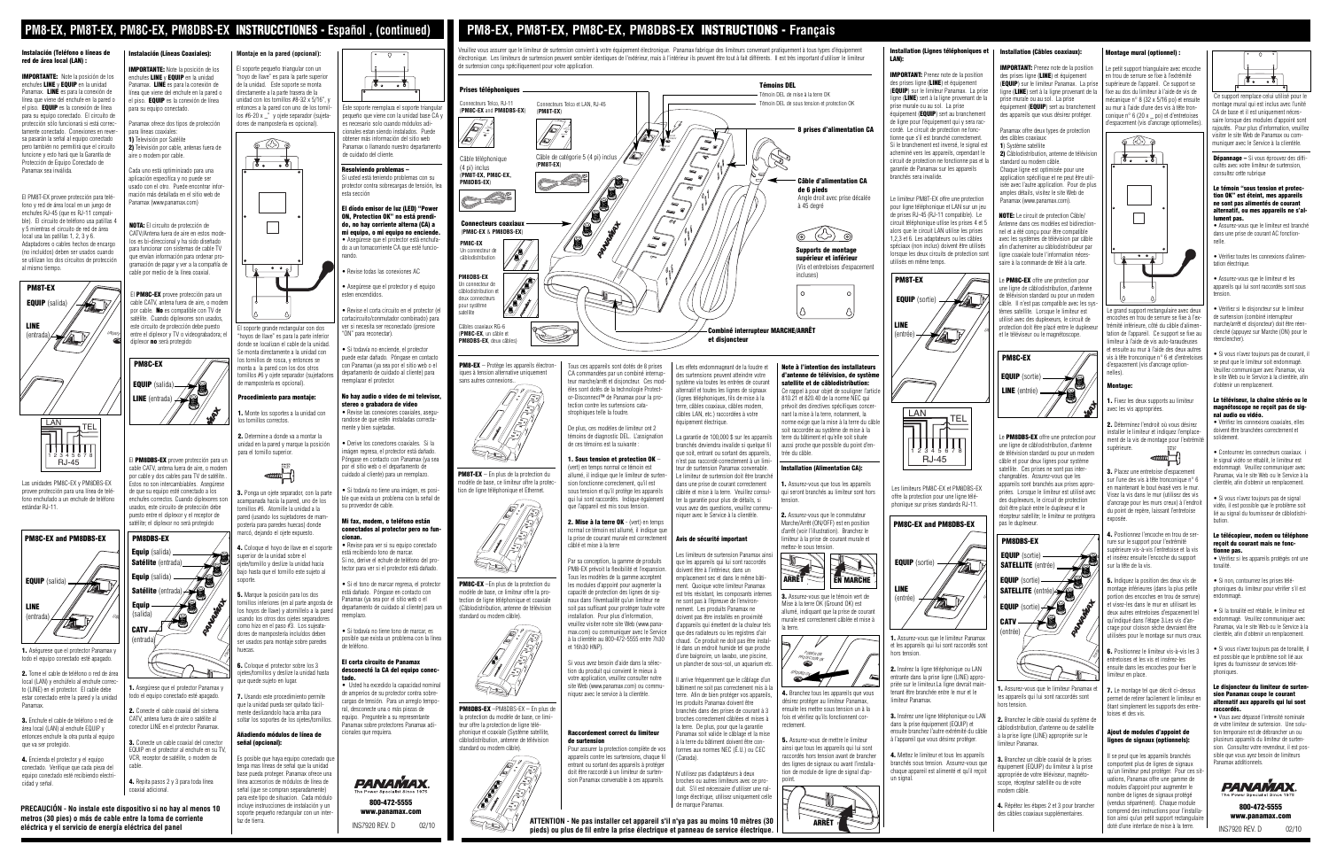# PM8-EX, PM8T-EX, PM8C-EX, PM8DBS-EX INSTRUCCTIONES - Español , (continued)

### Instalación (Teléfono e líneas de red de área local (LAN) :

**IMPORTANTE:** Note la posición de los enchufes **LINE** y **EQUIP** en la unidad Panamax. **LINE** es para la conexión de línea que viene del enchufe en la pared o el piso. **EQUIP** es la conexión de línea para su equipo conectado. El circuito de protección sólo funcionará si está correctamente conectado. Conexiones en reversa pasarán la señal al equipo conectado pero también no permitirá que el circuito funcione y esto hará que la Garantía de Protección de Equipo Conectado de Panamax sea inválida.

El PM8T-EX provee protección para teléfono y red de área local en un juego de enchufes RJ-45 (que es RJ-11 compatible). El circuito de teléfono usa patillas 4 y 5 mientras el circuito de red de área local usa las patillas 1, 2, 3 y 6. Adaptadores o cables hechos de encargo (no incluidos) deben ser usados cuando se utilizan los dos circuitos de protección al mismo tiempo.

**PM8T-EX**

**EQUIP** (salida)

**LINE** (entrada)

LAN TEL

1 2 3 4 5 6 7 8

RJ-45

Las unidades PM8C-EX y PM8DBS-EX provee protección para una línea de teléfono enchufado a un enchufe de teléfono estándar RJ-11.

**PM8C-EX and PM8DBS-EX**

**EQUIP** (salida)

**LINE** (entrada)

**1.** Asegurese que el protector Panamax y todo el equipo conectado esté apagado.

**2.** Tome el cable de teléfono o el área de red local (LAN) y enchúfelo al enchufe conector (LINE) en el protector. El cable debe estar conectado entre la pared y la unidad Panamax.

**3.** Enchufe el cable de teléfono o red de área local (LAN) al enchufe EQUIP y entonces enchufe la otra punta al equipo que va ser protegido.

**4.** Encienda el protector y el equipo conectado. Verifique que cada pieza del equipo conectado esté recibiendo electricidad y señal.

### Instalación (Líneas Coaxiales):

**IMPORTANTE:** Note la posición de los enchufes **LINE** y **EQUIP** en la unidad Panamax. **LINE** es para la conexión de línea que viene del enchufe en la pared o el piso. **EQUIP** es la conexión de línea para su equipo conectado.

Panamax ofrece dos tipos de protección para líneas coaxiales:
**1)** Televisión por Satélite
**2)** Televisión por cable, antenas fuera de aire o modem por cable.

Cada uno esta optimizado para una aplicación específica y no puede ser usado con el otro. Puede encontrar información más detallada en el sitio web de Panamax (www.panamax.com)

**NOTA:** El circuito de protección de CATV/Antena fuera de aire en estos modelos es bi-direccional y ha sido diseñado para funcionar con sistemas de cable TV que envían información para ordenar programación de pagar y ver a la compañía de cable por medio de la línea coaxial.

El **PM8C-EX** provee protección para un cable CATV, antena fuera de aire, o modem por cable. **No** es compatible con TV de satélite. Cuando diplexores son usados, este circuito de protección debe puesto entre el diplexor y TV o videograbadora; el diplexor **no** será protegido

**PM8C-EX**

**EQUIP** (salida)

**LINE** (entrada)

El **PM8DBS-EX** provee protección para un cable CATV, antena fuera de aire, o modem por cable y dos cables para TV de satélite. Estos no son intercambiables. Asegúrese de que su equipo esté conectado a los enchufes correctos. Cuando diplexores son usados, este circuito de protección debe puesto entre el diplexor y TV o videograbadora; el diplexor **no** será protegido

**PM8DBS-EX**

**Equip** (salida)
**Satélite** (entrada)
**Equip** (salida)
**Satélite** (entrada)
**Equip** (salida)
**CATV** (entrada)

**1.** Asegurese que el protector Panamax y todo el equipo conectado esté apagado.

**2.** Conecte el cable coaxial del sistema CATV, antena fuera de aire o satélite al conector LINE en el protector Panamax.

**3.** Conecte un cable coaxial del conector EQUIP en el protector al enchufe en su TV, VCR, receptor de satélite, o modem de cable.

**4.** Repita pasos 2 y 3 para toda línea coaxial adicional.

### Montaje en la pared (opcional):

El soporte pequeño triangular con un "hoyo de llave" es para la parte superior de la unidad. Este soporte se monta directamente a la parte trasera de la unidad con los tornillos #8-32 x 5/16", y entonces a la pared con uno de los tornillos #6-20 x _" y ojete separador (sujetadores de mampostería es opcional).

El soporte grande rectangular con dos "hoyos de llave" es para la parte inferior donde se localizan el cable de la unidad. Se monta directamente a la unidad con los tornillos de rosca, y entonces se monta à la pared con los dos otros tornillos #6 y ojete separador (sujetadores de mampostería es opcional).

### Procedimiento para montaje:

**1.** Monte los soportes a la unidad con los tornillos correctos.

**2.** Determine a donde va a montar la unidad en la pared y marque la posición para el tornillo superior.

**3.** Ponga un ojete separador, con la parte acampanada hacia la pared, uno de los tornillos #6. Atornille la unidad a la pared (usando los sujetadores de mampostería para paredes huecas) donde marcó, dejando el ojete expuesto.

**4.** Coloque el hoyo de llave en el soporte superior de la unidad sobre el ojete/tornillo y deslice la unidad hacia bajo hasta que el tornillo este sujeto al soporte.

**5.** Marque la posición para los dos tornillos inferiores (en al parte angosta de los hoyos de llave) y atornillelo a la pared usando los otros dos ojetes separadores como hizo en el paso #3. Los sujetadores de mampostería incluidos deben ser usados para montaje sobre paredes huecas.

**6.** Coloque el protector sobre los 3 ojetes/tornillos y deslice la unidad hasta que quede sujeto en lugar.

**7.** Usando este procedimiento permite que la unidad pueda ser quitado fácilmente deslizandolo hacia arriba para soltar los soportes de los ojetes/tornillos.

Este soporte reemplaza el soporte triangular pequeño que viene con la unidad base CA y es necesario solo cuando módulos adicionales sean usados. Puede obtener más información del sitio web Panamax o llamando nuestro departamento de cuidado del cliente.

### Resolviendo problemas –

Si usted está teniendo problemas con su protector contra sobrecargas de tensión, lea esta sección

**El diodo emisor de luz (LED) "Power ON, Protection OK" no está prendido, no hay corriente alterna (CA) a mi equipo, o mi equipo no enciende.**

• Asegúrese que el protector está enchufado a un tomacorriente CA que esté funcionando.

• Revise todas las conexiones AC

• Asegúrese que el protector y el equipo estén encendidos.

• Revise el corta circuito en el protector (el cortacircuito/conmutador combinado) para ver si necesita ser reconectado (presione "ON" para reconectar).

• Si todavía no enciende, el protector puede estar dañado. Póngase en contacto con Panamax (ya sea por el sitio web o el departamento de cuidado al cliente) para reemplazar el protector.

**No hay audio o video de mi televisor, stereo o grabadora de video**

• Revise las conexiones coaxiales, asegurándose de que estén instaladas correctamente y bien sujetadas.

• Derive los conectores coaxiales. Si la imágen regresa, el protector está dañado. Póngase en contacto con Panamax (ya sea por el sitio web o el departamento de cuidado al cliente) para un reemplazo.

• Si todavía no tiene una imágen, es posible que exista un problema con la señal de su proveedor de cable.

**Mi fax, modem, o teléfono están conectados al protector pero no funcionan.**

• Revise para ver si su equipo conectado está recibiendo tono de marcar.
Si no, derive el echufe de teléfono del protector para ver si el protector está dañado.

• Si el tono de marcar regresa, el protector está dañado. Póngase en contacto con Panamax (ya sea por el sitio web o el departamento de cuidado al cliente) para un reemplazo.

• Si todavía no tiene tono de marcar, es posible que exista un problema con la línea de teléfono.

**El corta circuito de Panamax desconectó la CA del equipo conectado.**

• Usted ha excedido la capacidad nominal de amperios de su protector contra sobrecargas de tensión. Para un arreglo temporal, desconecte una o más piezas de equipo. Pregúntele a su representante Panamax sobre protectores Panamax adicionales que requiera.

### Añadiendo módulos de línea de señal (opcional):

Es posible que haya equipo conectado que tenga mas líneas de señal que la unidad base pueda proteger. Panamax ofrece una línea accesorios de módulos de línea de señal (que se compran separadamente) para este tipo de situación. Cada módulo incluye instrucciones de instalación y un soporte pequeño rectangular con un tornillo de tierra.

PANAMAX. The Power Specialist Since 1975

800-472-5555
www.panamax.com

INS7920 REV. D 02/10

**PRECAUCIÓN - No instale este dispositivo si no hay al menos 10 metros (30 pies) o más de cable entre la toma de corriente eléctrica y el servicio de energía eléctrica del panel**

# PM8-EX, PM8T-EX, PM8C-EX, PM8DBS-EX INSTRUCTIONS - Français

Veuillez vous assurer que le limiteur de surtension convient à votre équipement électronique. Panamax fabrique des limiteurs convenant pratiquement à tous types d'équipement électronique. Les limiteurs de surtension peuvent sembler identiques de l'extérieur, mais à l'intérieur ils peuvent être tout à fait différents. Il est très important d'utiliser le limiteur de surtension conçu spécifiquement pour votre application.

**Prises téléphoniques**

Connecteurs Telco, RJ-11 (**PM8C-EX** and **PM8DBS-EX**)

Connecteurs Telco et LAN, RJ-45 (**PM8T-EX**)

Câble téléphonique (4 pi) inclus (**PM8T-EX, PM8C-EX, PM8DBS-EX**)

Câble de catégorie 5 (4 pi) inclus (**PM8T-EX**)

**Connecteurs coaxiaux** (**PM8C-EX** & **PM8DBS-EX**)

**PM8C-EX**
Un connecteur de câblodistribution

**PM8DBS-EX**
Un connecteur de câblodistribution et deux connecteurs pour système satellite

Câbles coaxiaux RG-6 (**PM8C-EX**, un câble et **PM8DBS-EX**, deux câbles)

**Témoins DEL**
Témoin DEL de mise à la terre OK
Témoin DEL de sous tension et protection OK

**8 prises d'alimentation CA**

**Câble d'alimentation CA de 6 pieds**
Angle droit avec prise décalée à 45 degré

**Supports de montage supérieur et inférieur**
(Vis et entretoises d'espacement incluses)

**Combiné interrupteur MARCHE/ARRÊT et disjoncteur**

**PM8-EX** – Protège les appareils électroniques à tension alternative uniquement sans autres connexions.

**PM8T-EX** – En plus de la protection du modèle de base, ce limiteur offre la protection de ligne téléphonique et Ethernet.

**PM8C-EX** –En plus de la protection du modèle de base, ce limiteur offre la protection de ligne téléphonique et coaxiale (Câblodistribution, antenne de télévision standard ou modem câble).

**PM8DBS-EX** –PM8DBS-EX – En plus de la protection du modèle de base, ce limiteur offre la protection de ligne téléphonique et coaxiale (Système satellite, câblodistribution, antenne de télévision standard ou modem câble).

Tous ces appareils sont dotés de 8 prises CA commandées par un combiné interrupteur marche/arrêt et disjoncteur. Six d'entre elles sont dotés de la technologie Protect-or-Disconnect™ de Panamax pour la protection contre les surtensions catastrophiques telle la foudre.

De plus, ces modèles de limiteur ont 2 témoins de diagnostic DEL. L'assignation de ces témoins est la suivante :

**1. Sous tension et protection OK** – (vert) en temps normal ce témoin est allumé, il indique que le limiteur de surtension fonctionne correctement, qu'il est sous tension et qu'il protège les appareils qui lui sont raccordés. Indique également que l'appareil est mis sous tension.

**2. Mise à la terre OK** - (vert) en temps normal ce témoin est allumé, il indique que la prise de courant murale est correctement câblé et mise à la terre.

Par sa conception, la gamme de produits PM8-EX prévoit la flexibilité et l'expansion. Tous les modèles de la gamme acceptent les modules d'appoint pour augmenter la capacité de protection des lignes de signaux dans l'éventualité qu'un limiteur ne soit pas suffisant pour protéger votre installation. Pour plus d'information, veuillez visiter notre site Web (www.panamax.com) ou communiquer avec le Service à la clientèle au 800-472-5555 entre 7h30 et 16h30 HNP).

Si vous avez besoin d'aide dans la sélection du produit qui convient le mieux à votre application, veuillez consulter notre site Web (www.panamax.com) ou communiquez avec le service à la clientèle.

Les effets endommageant de la foudre et des surtensions peuvent atteindre votre système via toutes les entrées de courant alternatif et toutes les lignes de signaux (lignes téléphoniques, fils de réseau à la terre, câbles coaxiaux, câbles de réseau, câbles LAN, etc.) raccordés à votre équipement électrique.

La garantie de 100,000 $ sur les appareils branchés deviendra invalide si quelque fil que soit, entrant ou sortant des appareils, n'est pas raccordé correctement à un limiteur de surtension Panamax convenable. Le limiteur de surtension doit être branché dans une prise de courant correctement câblée et mise à la terre. Veuillez consulter la garantie pour plus de détails, si vous avez des questions, veuillez communiquer avec le Service à la clientèle.

### Avis de sécurité important

Les limiteurs de surtension Panamax ainsi que les appareils qui lui sont raccordés doivent être à l'épreuve de l'eau dans un emplacement sec et dans le même bâtiment. Quoique votre limiteur Panamax est très résistant, les composants internes ne sont pas à l'épreuve de l'environnement. Les produits Panamax ne doivent pas être installés en proximité d'appareils qui émettent de la chaleur tels que des radiateurs ou les registres d'air chaud. Ce produit ne doit pas être installé dans un endroit humide tel que proche d'une baignoire, un lavabo, une piscine, un plancher de sous-sol, un aquarium etc.

Il arrive fréquemment que le câblage d'un bâtiment ne soit pas correctement mis à la terre. Afin de bien protéger vos appareils, les produits Panamax doivent être branchés dans des prises de courant à 3 broches correctement câblées et mises à la terre. De plus, pour que la garantie Panamax soit valide le câblage et la mise à la terre du bâtiment doivent être conformes aux normes NEC (É.U.) ou CEC (Canada).

N'utilisez pas d'adaptateurs à deux broches ou autres limiteurs avec ce produit. S'il est nécessaire d'utiliser une rallonge électrique, utilisez une rallonge certifiée et de marque Panamax.

### Raccordement correct du limiteur de surtension

Pour assurer la protection complète de vos appareils contre les surtensions, chaque fil entrant ou sortant des appareils protégés doit être raccordé à un limiteur de surtension Panamax convenable à ces appareils.

**Note à l'intention des installateurs d'antenne de télévision, de système satellite et de câblodistribution:**
Ce rappel à pour objet de souligner l'article 810.21 et 820.40 de la norme NEC qui prévoit des directives spécifiques concernant la mise à la terre, notamment, la terre du bâtiment et qu'elle soit située aussi proche que possible du point d'entrée du câble.

### Installation (Alimentation CA):

**1.** Assurez-vous que tous les appareils qui seront branchés au limiteur sont hors tension.

**2.** Assurez-vous que le commutateur Marche/Arrêt (ON/OFF) est en position d'arrêt (voir l'illustration). Branchez le limiteur à la prise de courant murale et mettez-le sous tension.

ARRÊT EN MARCHE

**3.** Assurez-vous que le témoin vert de Mise à la terre OK (Ground OK) est allumé, indiquant que la prise de courant murale est correctement câblée et mise à la terre.

**4.** Branchez tous les appareils que vous désirez protéger au limiteur Panamax, ensuite les mettre sous tension un à la fois et vérifiez qu'ils fonctionnent correctement.

**5.** Assurez-vous de mettre le limiteur ainsi que tous les appareils qui lui sont raccordés hors tension avant de brancher des lignes de signaux ou avant l'installation de module de ligne de signal d'appoint.

ARRÊT

### Installation (Lignes téléphoniques et LAN):

**IMPORTANT:** Prenez note de la position des prises ligne (**LINE**) et équipement (**EQUIP**) sur le limiteur Panamax. La prise ligne (**LINE**) sert à la ligne provenant de la prise murale ou au sol. La prise équipement (**EQUIP**) sert au branchement de ligne pour l'équipement qui y sera raccordé. Le circuit de protection ne fonctionne que s'il est branché correctement. Si le branchement est inversé, le signal est acheminé vers les appareils, cependant le circuit de protection ne fonctionne pas et la garantie de Panamax sur les appareils branchés sera invalide.

Le limiteur PM8T-EX offre une protection pour ligne téléphonique et LAN sur un jeu de prises RJ-45 (RJ-11 compatible). Le circuit téléphonique utilise les prises 4 et 5 alors que le circuit LAN utilise les prises 1,2,3 et 6. Les adaptateurs ou les câbles spéciaux (non inclus) doivent être utilisés lorsque les deux circuits de protection sont utilisés en même temps.

**PM8T-EX**

**EQUIP** (sortie)

**LINE** (entrée)

LAN TEL

1 2 3 4 5 6 7 8

RJ-45

Les limiteurs PM8C-EX et PM8DBS-EX offre la protection pour une ligne téléphonique sur prises standards RJ-11.

**PM8C-EX and PM8DBS-EX**

**EQUIP** (sortie)

**LINE** (entrée)

**1.** Assurez-vous que le limiteur Panamax et les appareils qui lui sont raccordés sont hors tension.

**2.** Insérez la ligne téléphonique ou LAN entrante dans la prise ligne (LINE) appropriée sur le limiteur.La ligne devrait maintenant être branchée entre le mur et le limiteur Panamax.

**3.** Insérez une ligne téléphonique ou LAN dans la prise équipement (EQUIP) et ensuite branchez l'autre extrémité du câble à l'appareil que vous désirez protéger.

**4.** Mettez le limiteur et tous les appareils branchés sous tension. Assurez-vous que chaque appareil est alimenté et qu'il reçoit un signal.

### Installation (Câbles coaxiaux):

**IMPORTANT:** Prenez note de la position des prises ligne (**LINE**) et équipement (**EQUIP**) sur le limiteur Panamax. La prise ligne (**LINE**) sert à la ligne provenant de la prise murale ou au sol. La prise équipement (**EQUIP**) sert au branchement des appareils que vous désirez protéger.

Panamax offre deux types de protection des câbles coaxiaux :
**1)** Système satellite
**2)** Câblodistribution, antenne de télévision standard ou modem câble.
Chaque ligne est optimisée pour une application spécifique et ne peut être utilisée avec l'autre application. Pour de plus amples détails, visitez le site Web de Panamax (www.panamax.com).

**NOTE:** Le circuit de protection Câble/Antenne dans ces modèles est bidirectionnel et a été conçu pour être compatible avec les systèmes de télévision par câble afin d'acheminer les services de paiement par ligne coaxiale toute l'information nécessaire à la commande de télé à la carte.

Le **PM8C-EX** offre une protection pour une ligne de câblodistribution, d'antenne de télévision standard ou pour un modem câble. Il n'est pas compatible avec les systèmes satellite. Lorsque le limiteur est utilisé avec des duplexeurs, le circuit de protection doit être placé entre le duplexeur et le téléviseur ou le magnétoscope.

**PM8C-EX**

**EQUIP** (sortie)

**LINE** (entrée)

Le **PM8DBS-EX** offre une protection pour une ligne de câblodistribution, d'antenne de télévision standard ou pour un modem câble et pour deux lignes pour système satellite. Ces prises ne sont pas interchangeables. Assurez-vous que les appareils sont branchés aux prises appropriées. Lorsque le limiteur est utilisé avec des duplexeurs, le circuit de protection doit être placé entre le duplexeur et le récepteur satellite; le duplexeur ne sera pas protégé.

**PM8DBS-EX**

**EQUIP** (sortie)
**SATELLITE** (entrée)
**EQUIP** (sortie)
**SATELLITE** (entrée)
**EQUIP** (sortie)
**CATV** (entrée)

**1.** Assurez-vous que le limiteur Panamax et les appareils qui lui sont raccordés sont hors tension.

**2.** Branchez le câble coaxial du système de câblodistribution, d'antenne ou de satellite à la prise ligne (LINE) appropriée sur le limiteur Panamax.

**3.** Branchez un câble coaxial de la prise équipement (EQUIP) du limiteur à la prise appropriée de votre téléviseur, magnétoscope, récepteur satellite ou de votre modem câble.

**4.** Répétez les étapes 2 et 3 pour brancher des câbles coaxiaux supplémentaires.

### Montage mural (optionnel) :

Le petit support triangulaire avec encoche en trou de serrure se fixe à l'extrémité supérieure de l'appareil. Ce support se fixe au dos du limiteur à l'aide de vis de mécanique n° 8 (32 x 5/16 po) et ensuite au mur à l'aide d'une des vis à tête tronconique n° 6 (20 x _ po) et d'entretoises d'espacement (vis d'ancrage optionnelles).

Le grand support rectangulaire avec deux encoches en trou de serrure se fixe à l'extrémité inférieure, côté du câble d'alimentation de l'appareil. Ce support se fixe au limiteur à l'aide de vis auto-taraudeuses et ensuite au mur à l'aide des deux autres vis à tête tronconique n° 6 et d'entretoises d'espacement (vis d'ancrage optionnelles).

### Montage:

**1.** Fixez les deux supports au limiteur avec les vis appropriées.

**2.** Déterminez l'endroit où vous désirez installer le limiteur et indiquez l'emplacement de la vis de montage pour l'extrémité supérieure.

**3.** Placez une entretoise d'espacement sur l'une des vis à tête tronconique n° 6 en maintenant le bout évasé vers le mur. Vissez la vis dans le mur (utilisez des vis d'ancrage pour les murs creux) à l'endroit du point de repère, laissant l'entretoise exposée.

**4.** Positionnez l'encoche en trou de serrure sur le support pour l'extrémité supérieure vis-à-vis l'entretoise et la vis et ensuite insérez l'encoche du support sur la tête de la vis.

**5.** Indiquez la position des deux vis de montage inférieures (dans la plus petite portion des encoches en trou de serrure) et vissez-les dans le mur en utilisant les deux autres entretoises d'espacement tel qu'indiqué dans l'étape 3.Les vis d'ancrage pour cloison sèche devraient être utilisées pour le montage sur murs creux.

**6.** Positionnez le limiteur vis-à-vis les 3 entretoises et les vis et insérez-les ensuite dans les encoches pour fixer le limiteur en place.

**7.** Le montage tel que décrit ci-dessus permet de retirer facilement le limiteur en faisant simplement les supports des entretoises et des vis.

### Ajout de modules d'appoint de lignes de signaux (optionnels):

Il se peut que les appareils branchés comportent plus de lignes de signaux qu'un limiteur peut protéger. Pour ces situations, Panamax offre une gamme de modules d'appoint pour augmenter le nombre de lignes de signaux protégé (vendus séparément). Chaque module comprend des instructions pour l'installation ainsi qu'un petit support rectangulaire doté d'une interface de mise à la terre.

Ce support remplace celui utilisé pour le montage mural qui est inclus avec l'unité CA de base et il est uniquement nécessaire lorsque des modules d'appoint sont supportés. Pour plus d'information, visitez le site Web de Panamax ou communiquez avec le Service à la clientèle.

**Dépannage** – Si vous éprouvez des difficultés avec votre limiteur de surtension, consultez cette rubrique

**Le témoin "sous tension et protection OK" est éteint, mes appareils ne sont pas alimentés de courant alternatif, ou mes appareils ne s'allument pas.**

• Assurez-vous que le limiteur est branché dans une prise de courant AC fonctionnelle.

• Vérifiez toutes les connexions d'alimentation électrique.

• Assurez-vous que le limiteur et les appareils qui lui sont raccordés sont sous tension.

• Vérifiez si le disjoncteur sur le limiteur de surtension (combiné interrupteur marche/arrêt et disjoncteur) doit être réenclenché (appuyez sur Marche (ON) pour le réenclencher).

• Si vous n'avez toujours pas de courant, il se peut que le limiteur soit endommagé. Veuillez communiquer avec Panamax, via le site Web ou le Service à la clientèle, afin d'obtenir un remplacement.

**Le téléviseur, la chaîne stéréo ou le magnétoscope ne reçoit pas de signal audio ou vidéo.**

• Vérifiez les connexions coaxiales, elles doivent être branchées correctement et solidement.

• Contournez les connecteurs coaxiaux. Si le signal vidéo se rétablit, le limiteur est endommagé. Veuillez communiquer avec Panamax, via le site Web ou le Service à la clientèle, afin d'obtenir un remplacement.

• Si vous n'avez toujours pas de signal vidéo, il est possible que le problème soit lié au signal du fournisseur de câblodistribution.

**Le télécopieur, modem ou téléphone reçoit du courant mais ne fonctionne pas.**

• Vérifiez si les appareils protégés ont une tonalité.

• Si non, contournez les prises téléphoniques du limiteur pour vérifier s'il est endommagé.

• Si la tonalité est rétablie, le limiteur est endommagé. Veuillez communiquer avec Panamax, via le site Web ou le Service à la clientèle, afin d'obtenir un remplacement.

• Si vous n'avez toujours pas de tonalité, il est possible que le problème soit lié aux lignes du fournisseur de services téléphoniques.

**Le disjoncteur du limiteur de surtension Panamax coupe le courant alternatif aux appareils qui lui sont raccordés.**

• Vous avez dépassé l'intensité nominale de votre limiteur de surtension. Une solution temporaire est de débrancher un ou plusieurs appareils du limiteur de surtension. Consultez votre revendeur, il est possible que vous ayez besoin de limiteurs Panamax additionnels.

PANAMAX. The Power Specialist Since 1975

800-472-5555
www.panamax.com

INS7920 REV. D 02/10

**ATTENTION - Ne pas installer cet appareil s'il n'y a pas au moins 10 mètres (30 pieds) ou plus de fil entre la prise électrique et panneau de service électrique.**